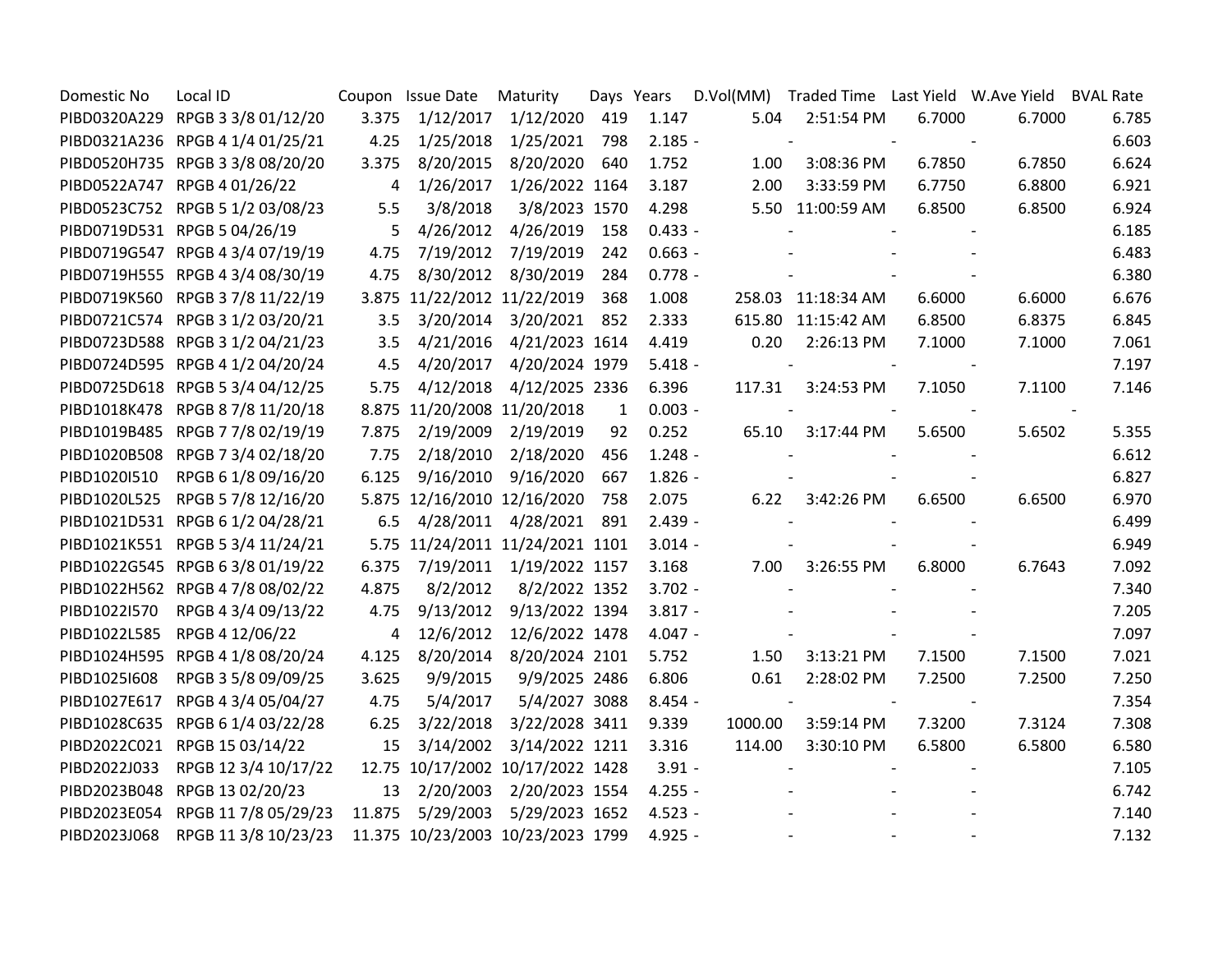| Domestic No | Local ID | Coupon | Issue Date | Maturity | Days | Years | D.Vol(MM) | Traded Time | Last Yield | W.Ave Yield | BVAL Rate |
|---|---|---|---|---|---|---|---|---|---|---|---|
| PIBD0320A229 | RPGB 3 3/8 01/12/20 | 3.375 | 1/12/2017 | 1/12/2020 | 419 | 1.147 | 5.04 | 2:51:54 PM | 6.7000 | 6.7000 | 6.785 |
| PIBD0321A236 | RPGB 4 1/4 01/25/21 | 4.25 | 1/25/2018 | 1/25/2021 | 798 | 2.185 | - | - | - | - | 6.603 |
| PIBD0520H735 | RPGB 3 3/8 08/20/20 | 3.375 | 8/20/2015 | 8/20/2020 | 640 | 1.752 | 1.00 | 3:08:36 PM | 6.7850 | 6.7850 | 6.624 |
| PIBD0522A747 | RPGB 4 01/26/22 | 4 | 1/26/2017 | 1/26/2022 | 1164 | 3.187 | 2.00 | 3:33:59 PM | 6.7750 | 6.8800 | 6.921 |
| PIBD0523C752 | RPGB 5 1/2 03/08/23 | 5.5 | 3/8/2018 | 3/8/2023 | 1570 | 4.298 | 5.50 | 11:00:59 AM | 6.8500 | 6.8500 | 6.924 |
| PIBD0719D531 | RPGB 5 04/26/19 | 5 | 4/26/2012 | 4/26/2019 | 158 | 0.433 | - | - | - | - | 6.185 |
| PIBD0719G547 | RPGB 4 3/4 07/19/19 | 4.75 | 7/19/2012 | 7/19/2019 | 242 | 0.663 | - | - | - | - | 6.483 |
| PIBD0719H555 | RPGB 4 3/4 08/30/19 | 4.75 | 8/30/2012 | 8/30/2019 | 284 | 0.778 | - | - | - | - | 6.380 |
| PIBD0719K560 | RPGB 3 7/8 11/22/19 | 3.875 | 11/22/2012 | 11/22/2019 | 368 | 1.008 | 258.03 | 11:18:34 AM | 6.6000 | 6.6000 | 6.676 |
| PIBD0721C574 | RPGB 3 1/2 03/20/21 | 3.5 | 3/20/2014 | 3/20/2021 | 852 | 2.333 | 615.80 | 11:15:42 AM | 6.8500 | 6.8375 | 6.845 |
| PIBD0723D588 | RPGB 3 1/2 04/21/23 | 3.5 | 4/21/2016 | 4/21/2023 | 1614 | 4.419 | 0.20 | 2:26:13 PM | 7.1000 | 7.1000 | 7.061 |
| PIBD0724D595 | RPGB 4 1/2 04/20/24 | 4.5 | 4/20/2017 | 4/20/2024 | 1979 | 5.418 | - | - | - | - | 7.197 |
| PIBD0725D618 | RPGB 5 3/4 04/12/25 | 5.75 | 4/12/2018 | 4/12/2025 | 2336 | 6.396 | 117.31 | 3:24:53 PM | 7.1050 | 7.1100 | 7.146 |
| PIBD1018K478 | RPGB 8 7/8 11/20/18 | 8.875 | 11/20/2008 | 11/20/2018 | 1 | 0.003 | - | - | - | - | - |
| PIBD1019B485 | RPGB 7 7/8 02/19/19 | 7.875 | 2/19/2009 | 2/19/2019 | 92 | 0.252 | 65.10 | 3:17:44 PM | 5.6500 | 5.6502 | 5.355 |
| PIBD1020B508 | RPGB 7 3/4 02/18/20 | 7.75 | 2/18/2010 | 2/18/2020 | 456 | 1.248 | - | - | - | - | 6.612 |
| PIBD1020I510 | RPGB 6 1/8 09/16/20 | 6.125 | 9/16/2010 | 9/16/2020 | 667 | 1.826 | - | - | - | - | 6.827 |
| PIBD1020L525 | RPGB 5 7/8 12/16/20 | 5.875 | 12/16/2010 | 12/16/2020 | 758 | 2.075 | 6.22 | 3:42:26 PM | 6.6500 | 6.6500 | 6.970 |
| PIBD1021D531 | RPGB 6 1/2 04/28/21 | 6.5 | 4/28/2011 | 4/28/2021 | 891 | 2.439 | - | - | - | - | 6.499 |
| PIBD1021K551 | RPGB 5 3/4 11/24/21 | 5.75 | 11/24/2011 | 11/24/2021 | 1101 | 3.014 | - | - | - | - | 6.949 |
| PIBD1022G545 | RPGB 6 3/8 01/19/22 | 6.375 | 7/19/2011 | 1/19/2022 | 1157 | 3.168 | 7.00 | 3:26:55 PM | 6.8000 | 6.7643 | 7.092 |
| PIBD1022H562 | RPGB 4 7/8 08/02/22 | 4.875 | 8/2/2012 | 8/2/2022 | 1352 | 3.702 | - | - | - | - | 7.340 |
| PIBD1022I570 | RPGB 4 3/4 09/13/22 | 4.75 | 9/13/2012 | 9/13/2022 | 1394 | 3.817 | - | - | - | - | 7.205 |
| PIBD1022L585 | RPGB 4 12/06/22 | 4 | 12/6/2012 | 12/6/2022 | 1478 | 4.047 | - | - | - | - | 7.097 |
| PIBD1024H595 | RPGB 4 1/8 08/20/24 | 4.125 | 8/20/2014 | 8/20/2024 | 2101 | 5.752 | 1.50 | 3:13:21 PM | 7.1500 | 7.1500 | 7.021 |
| PIBD1025I608 | RPGB 3 5/8 09/09/25 | 3.625 | 9/9/2015 | 9/9/2025 | 2486 | 6.806 | 0.61 | 2:28:02 PM | 7.2500 | 7.2500 | 7.250 |
| PIBD1027E617 | RPGB 4 3/4 05/04/27 | 4.75 | 5/4/2017 | 5/4/2027 | 3088 | 8.454 | - | - | - | - | 7.354 |
| PIBD1028C635 | RPGB 6 1/4 03/22/28 | 6.25 | 3/22/2018 | 3/22/2028 | 3411 | 9.339 | 1000.00 | 3:59:14 PM | 7.3200 | 7.3124 | 7.308 |
| PIBD2022C021 | RPGB 15 03/14/22 | 15 | 3/14/2002 | 3/14/2022 | 1211 | 3.316 | 114.00 | 3:30:10 PM | 6.5800 | 6.5800 | 6.580 |
| PIBD2022J033 | RPGB 12 3/4 10/17/22 | 12.75 | 10/17/2002 | 10/17/2022 | 1428 | 3.91 | - | - | - | - | 7.105 |
| PIBD2023B048 | RPGB 13 02/20/23 | 13 | 2/20/2003 | 2/20/2023 | 1554 | 4.255 | - | - | - | - | 6.742 |
| PIBD2023E054 | RPGB 11 7/8 05/29/23 | 11.875 | 5/29/2003 | 5/29/2023 | 1652 | 4.523 | - | - | - | - | 7.140 |
| PIBD2023J068 | RPGB 11 3/8 10/23/23 | 11.375 | 10/23/2003 | 10/23/2023 | 1799 | 4.925 | - | - | - | - | 7.132 |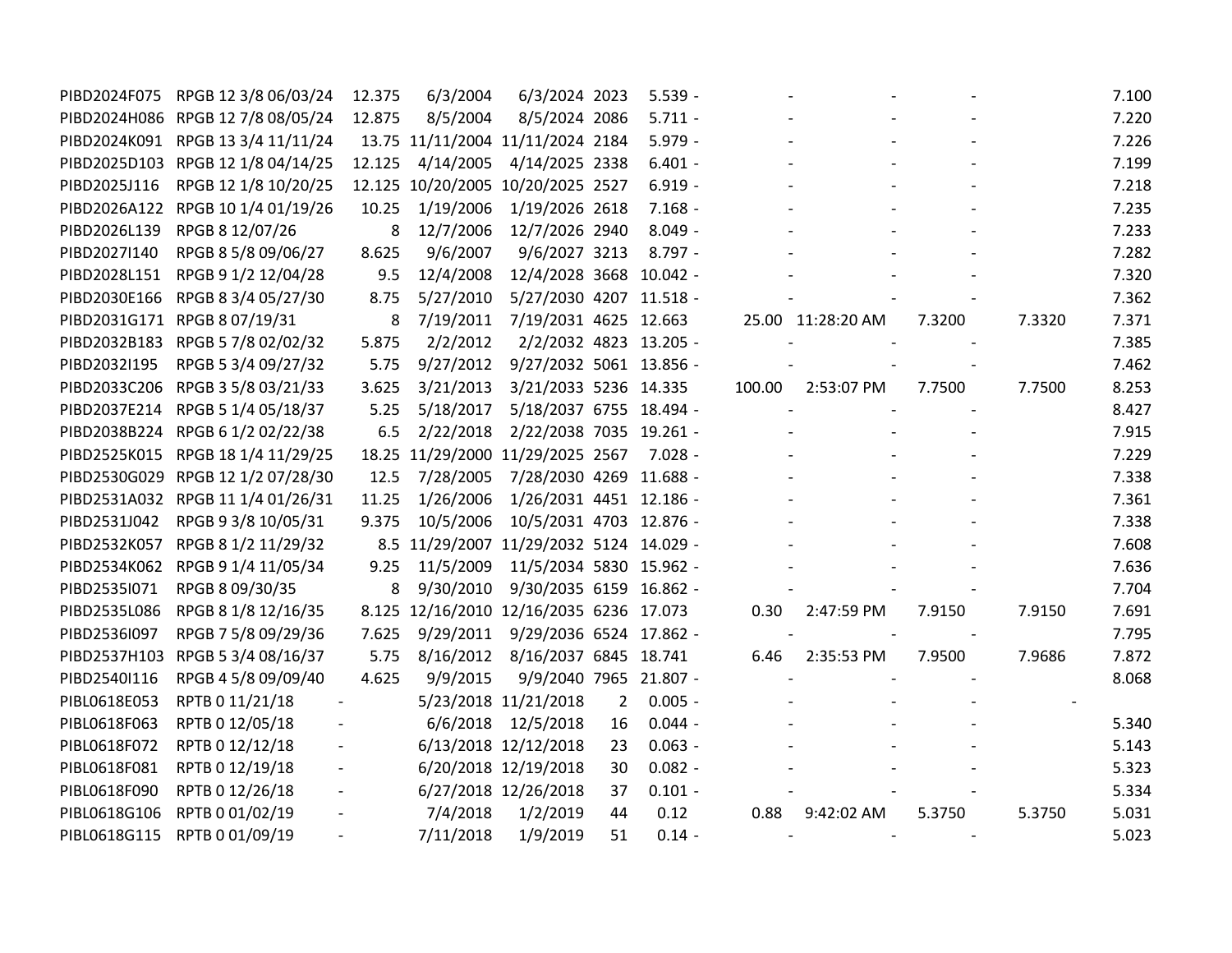| | | | | | | | | | | | |
|---|---|---|---|---|---|---|---|---|---|---|---|
| PIBD2024F075 | RPGB 12 3/8 06/03/24 | 12.375 | 6/3/2004 | 6/3/2024 | 2023 | 5.539 | - | - | - | - | 7.100 |
| PIBD2024H086 | RPGB 12 7/8 08/05/24 | 12.875 | 8/5/2004 | 8/5/2024 | 2086 | 5.711 | - | - | - | - | 7.220 |
| PIBD2024K091 | RPGB 13 3/4 11/11/24 | 13.75 | 11/11/2004 | 11/11/2024 | 2184 | 5.979 | - | - | - | - | 7.226 |
| PIBD2025D103 | RPGB 12 1/8 04/14/25 | 12.125 | 4/14/2005 | 4/14/2025 | 2338 | 6.401 | - | - | - | - | 7.199 |
| PIBD2025J116 | RPGB 12 1/8 10/20/25 | 12.125 | 10/20/2005 | 10/20/2025 | 2527 | 6.919 | - | - | - | - | 7.218 |
| PIBD2026A122 | RPGB 10 1/4 01/19/26 | 10.25 | 1/19/2006 | 1/19/2026 | 2618 | 7.168 | - | - | - | - | 7.235 |
| PIBD2026L139 | RPGB 8 12/07/26 | 8 | 12/7/2006 | 12/7/2026 | 2940 | 8.049 | - | - | - | - | 7.233 |
| PIBD2027I140 | RPGB 8 5/8 09/06/27 | 8.625 | 9/6/2007 | 9/6/2027 | 3213 | 8.797 | - | - | - | - | 7.282 |
| PIBD2028L151 | RPGB 9 1/2 12/04/28 | 9.5 | 12/4/2008 | 12/4/2028 | 3668 | 10.042 | - | - | - | - | 7.320 |
| PIBD2030E166 | RPGB 8 3/4 05/27/30 | 8.75 | 5/27/2010 | 5/27/2030 | 4207 | 11.518 | - | - | - | - | 7.362 |
| PIBD2031G171 | RPGB 8 07/19/31 | 8 | 7/19/2011 | 7/19/2031 | 4625 | 12.663 | 25.00 | 11:28:20 AM | 7.3200 | 7.3320 | 7.371 |
| PIBD2032B183 | RPGB 5 7/8 02/02/32 | 5.875 | 2/2/2012 | 2/2/2032 | 4823 | 13.205 | - | - | - | - | 7.385 |
| PIBD2032I195 | RPGB 5 3/4 09/27/32 | 5.75 | 9/27/2012 | 9/27/2032 | 5061 | 13.856 | - | - | - | - | 7.462 |
| PIBD2033C206 | RPGB 3 5/8 03/21/33 | 3.625 | 3/21/2013 | 3/21/2033 | 5236 | 14.335 | 100.00 | 2:53:07 PM | 7.7500 | 7.7500 | 8.253 |
| PIBD2037E214 | RPGB 5 1/4 05/18/37 | 5.25 | 5/18/2017 | 5/18/2037 | 6755 | 18.494 | - | - | - | - | 8.427 |
| PIBD2038B224 | RPGB 6 1/2 02/22/38 | 6.5 | 2/22/2018 | 2/22/2038 | 7035 | 19.261 | - | - | - | - | 7.915 |
| PIBD2525K015 | RPGB 18 1/4 11/29/25 | 18.25 | 11/29/2000 | 11/29/2025 | 2567 | 7.028 | - | - | - | - | 7.229 |
| PIBD2530G029 | RPGB 12 1/2 07/28/30 | 12.5 | 7/28/2005 | 7/28/2030 | 4269 | 11.688 | - | - | - | - | 7.338 |
| PIBD2531A032 | RPGB 11 1/4 01/26/31 | 11.25 | 1/26/2006 | 1/26/2031 | 4451 | 12.186 | - | - | - | - | 7.361 |
| PIBD2531J042 | RPGB 9 3/8 10/05/31 | 9.375 | 10/5/2006 | 10/5/2031 | 4703 | 12.876 | - | - | - | - | 7.338 |
| PIBD2532K057 | RPGB 8 1/2 11/29/32 | 8.5 | 11/29/2007 | 11/29/2032 | 5124 | 14.029 | - | - | - | - | 7.608 |
| PIBD2534K062 | RPGB 9 1/4 11/05/34 | 9.25 | 11/5/2009 | 11/5/2034 | 5830 | 15.962 | - | - | - | - | 7.636 |
| PIBD2535I071 | RPGB 8 09/30/35 | 8 | 9/30/2010 | 9/30/2035 | 6159 | 16.862 | - | - | - | - | 7.704 |
| PIBD2535L086 | RPGB 8 1/8 12/16/35 | 8.125 | 12/16/2010 | 12/16/2035 | 6236 | 17.073 | 0.30 | 2:47:59 PM | 7.9150 | 7.9150 | 7.691 |
| PIBD2536I097 | RPGB 7 5/8 09/29/36 | 7.625 | 9/29/2011 | 9/29/2036 | 6524 | 17.862 | - | - | - | - | 7.795 |
| PIBD2537H103 | RPGB 5 3/4 08/16/37 | 5.75 | 8/16/2012 | 8/16/2037 | 6845 | 18.741 | 6.46 | 2:35:53 PM | 7.9500 | 7.9686 | 7.872 |
| PIBD2540I116 | RPGB 4 5/8 09/09/40 | 4.625 | 9/9/2015 | 9/9/2040 | 7965 | 21.807 | - | - | - | - | 8.068 |
| PIBL0618E053 | RPTB 0 11/21/18 | - | 5/23/2018 | 11/21/2018 | 2 | 0.005 | - | - | - | - | - |
| PIBL0618F063 | RPTB 0 12/05/18 | - | 6/6/2018 | 12/5/2018 | 16 | 0.044 | - | - | - | - | 5.340 |
| PIBL0618F072 | RPTB 0 12/12/18 | - | 6/13/2018 | 12/12/2018 | 23 | 0.063 | - | - | - | - | 5.143 |
| PIBL0618F081 | RPTB 0 12/19/18 | - | 6/20/2018 | 12/19/2018 | 30 | 0.082 | - | - | - | - | 5.323 |
| PIBL0618F090 | RPTB 0 12/26/18 | - | 6/27/2018 | 12/26/2018 | 37 | 0.101 | - | - | - | - | 5.334 |
| PIBL0618G106 | RPTB 0 01/02/19 | - | 7/4/2018 | 1/2/2019 | 44 | 0.12 | 0.88 | 9:42:02 AM | 5.3750 | 5.3750 | 5.031 |
| PIBL0618G115 | RPTB 0 01/09/19 | - | 7/11/2018 | 1/9/2019 | 51 | 0.14 | - | - | - | - | 5.023 |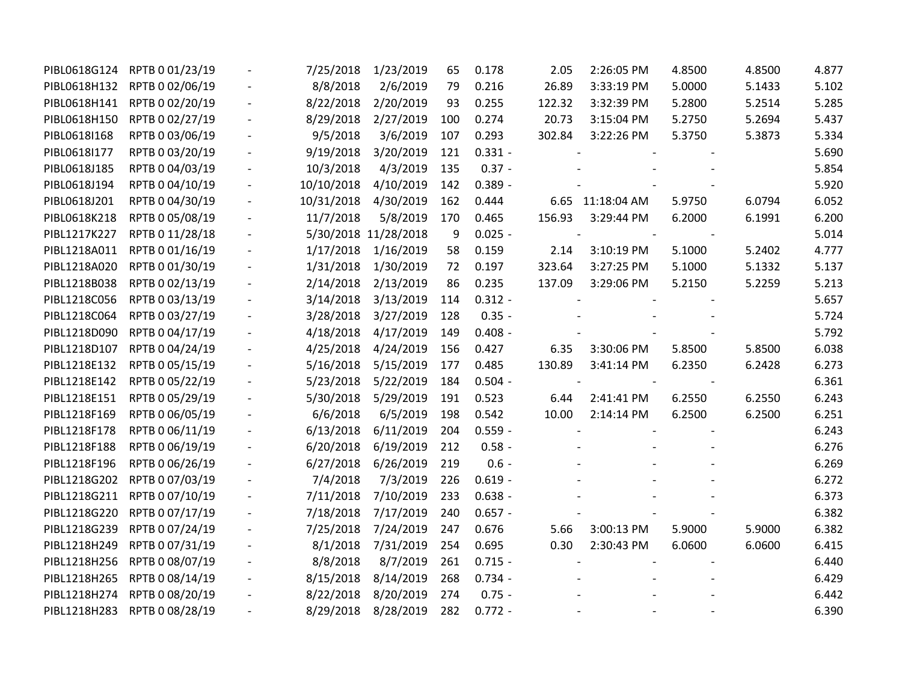|  |  |  |  |  |  |  |  |  |  |  |  |  |
|---|---|---|---|---|---|---|---|---|---|---|---|---|
| PIBL0618G124 | RPTB 0 01/23/19 | - | 7/25/2018 | 1/23/2019 | 65 | 0.178 | 2.05 | 2:26:05 PM | 4.8500 | 4.8500 | 4.877 |
| PIBL0618H132 | RPTB 0 02/06/19 | - | 8/8/2018 | 2/6/2019 | 79 | 0.216 | 26.89 | 3:33:19 PM | 5.0000 | 5.1433 | 5.102 |
| PIBL0618H141 | RPTB 0 02/20/19 | - | 8/22/2018 | 2/20/2019 | 93 | 0.255 | 122.32 | 3:32:39 PM | 5.2800 | 5.2514 | 5.285 |
| PIBL0618H150 | RPTB 0 02/27/19 | - | 8/29/2018 | 2/27/2019 | 100 | 0.274 | 20.73 | 3:15:04 PM | 5.2750 | 5.2694 | 5.437 |
| PIBL0618I168 | RPTB 0 03/06/19 | - | 9/5/2018 | 3/6/2019 | 107 | 0.293 | 302.84 | 3:22:26 PM | 5.3750 | 5.3873 | 5.334 |
| PIBL0618I177 | RPTB 0 03/20/19 | - | 9/19/2018 | 3/20/2019 | 121 | 0.331 - | - | - | - |  | 5.690 |
| PIBL0618J185 | RPTB 0 04/03/19 | - | 10/3/2018 | 4/3/2019 | 135 | 0.37 - | - | - | - |  | 5.854 |
| PIBL0618J194 | RPTB 0 04/10/19 | - | 10/10/2018 | 4/10/2019 | 142 | 0.389 - | - | - | - |  | 5.920 |
| PIBL0618J201 | RPTB 0 04/30/19 | - | 10/31/2018 | 4/30/2019 | 162 | 0.444 | 6.65 | 11:18:04 AM | 5.9750 | 6.0794 | 6.052 |
| PIBL0618K218 | RPTB 0 05/08/19 | - | 11/7/2018 | 5/8/2019 | 170 | 0.465 | 156.93 | 3:29:44 PM | 6.2000 | 6.1991 | 6.200 |
| PIBL1217K227 | RPTB 0 11/28/18 | - | 5/30/2018 | 11/28/2018 | 9 | 0.025 - | - | - | - |  | 5.014 |
| PIBL1218A011 | RPTB 0 01/16/19 | - | 1/17/2018 | 1/16/2019 | 58 | 0.159 | 2.14 | 3:10:19 PM | 5.1000 | 5.2402 | 4.777 |
| PIBL1218A020 | RPTB 0 01/30/19 | - | 1/31/2018 | 1/30/2019 | 72 | 0.197 | 323.64 | 3:27:25 PM | 5.1000 | 5.1332 | 5.137 |
| PIBL1218B038 | RPTB 0 02/13/19 | - | 2/14/2018 | 2/13/2019 | 86 | 0.235 | 137.09 | 3:29:06 PM | 5.2150 | 5.2259 | 5.213 |
| PIBL1218C056 | RPTB 0 03/13/19 | - | 3/14/2018 | 3/13/2019 | 114 | 0.312 - | - | - | - |  | 5.657 |
| PIBL1218C064 | RPTB 0 03/27/19 | - | 3/28/2018 | 3/27/2019 | 128 | 0.35 - | - | - | - |  | 5.724 |
| PIBL1218D090 | RPTB 0 04/17/19 | - | 4/18/2018 | 4/17/2019 | 149 | 0.408 - | - | - | - |  | 5.792 |
| PIBL1218D107 | RPTB 0 04/24/19 | - | 4/25/2018 | 4/24/2019 | 156 | 0.427 | 6.35 | 3:30:06 PM | 5.8500 | 5.8500 | 6.038 |
| PIBL1218E132 | RPTB 0 05/15/19 | - | 5/16/2018 | 5/15/2019 | 177 | 0.485 | 130.89 | 3:41:14 PM | 6.2350 | 6.2428 | 6.273 |
| PIBL1218E142 | RPTB 0 05/22/19 | - | 5/23/2018 | 5/22/2019 | 184 | 0.504 - | - | - | - |  | 6.361 |
| PIBL1218E151 | RPTB 0 05/29/19 | - | 5/30/2018 | 5/29/2019 | 191 | 0.523 | 6.44 | 2:41:41 PM | 6.2550 | 6.2550 | 6.243 |
| PIBL1218F169 | RPTB 0 06/05/19 | - | 6/6/2018 | 6/5/2019 | 198 | 0.542 | 10.00 | 2:14:14 PM | 6.2500 | 6.2500 | 6.251 |
| PIBL1218F178 | RPTB 0 06/11/19 | - | 6/13/2018 | 6/11/2019 | 204 | 0.559 - | - | - | - |  | 6.243 |
| PIBL1218F188 | RPTB 0 06/19/19 | - | 6/20/2018 | 6/19/2019 | 212 | 0.58 - | - | - | - |  | 6.276 |
| PIBL1218F196 | RPTB 0 06/26/19 | - | 6/27/2018 | 6/26/2019 | 219 | 0.6 - | - | - | - |  | 6.269 |
| PIBL1218G202 | RPTB 0 07/03/19 | - | 7/4/2018 | 7/3/2019 | 226 | 0.619 - | - | - | - |  | 6.272 |
| PIBL1218G211 | RPTB 0 07/10/19 | - | 7/11/2018 | 7/10/2019 | 233 | 0.638 - | - | - | - |  | 6.373 |
| PIBL1218G220 | RPTB 0 07/17/19 | - | 7/18/2018 | 7/17/2019 | 240 | 0.657 - | - | - | - |  | 6.382 |
| PIBL1218G239 | RPTB 0 07/24/19 | - | 7/25/2018 | 7/24/2019 | 247 | 0.676 | 5.66 | 3:00:13 PM | 5.9000 | 5.9000 | 6.382 |
| PIBL1218H249 | RPTB 0 07/31/19 | - | 8/1/2018 | 7/31/2019 | 254 | 0.695 | 0.30 | 2:30:43 PM | 6.0600 | 6.0600 | 6.415 |
| PIBL1218H256 | RPTB 0 08/07/19 | - | 8/8/2018 | 8/7/2019 | 261 | 0.715 - | - | - | - |  | 6.440 |
| PIBL1218H265 | RPTB 0 08/14/19 | - | 8/15/2018 | 8/14/2019 | 268 | 0.734 - | - | - | - |  | 6.429 |
| PIBL1218H274 | RPTB 0 08/20/19 | - | 8/22/2018 | 8/20/2019 | 274 | 0.75 - | - | - | - |  | 6.442 |
| PIBL1218H283 | RPTB 0 08/28/19 | - | 8/29/2018 | 8/28/2019 | 282 | 0.772 - | - | - | - |  | 6.390 |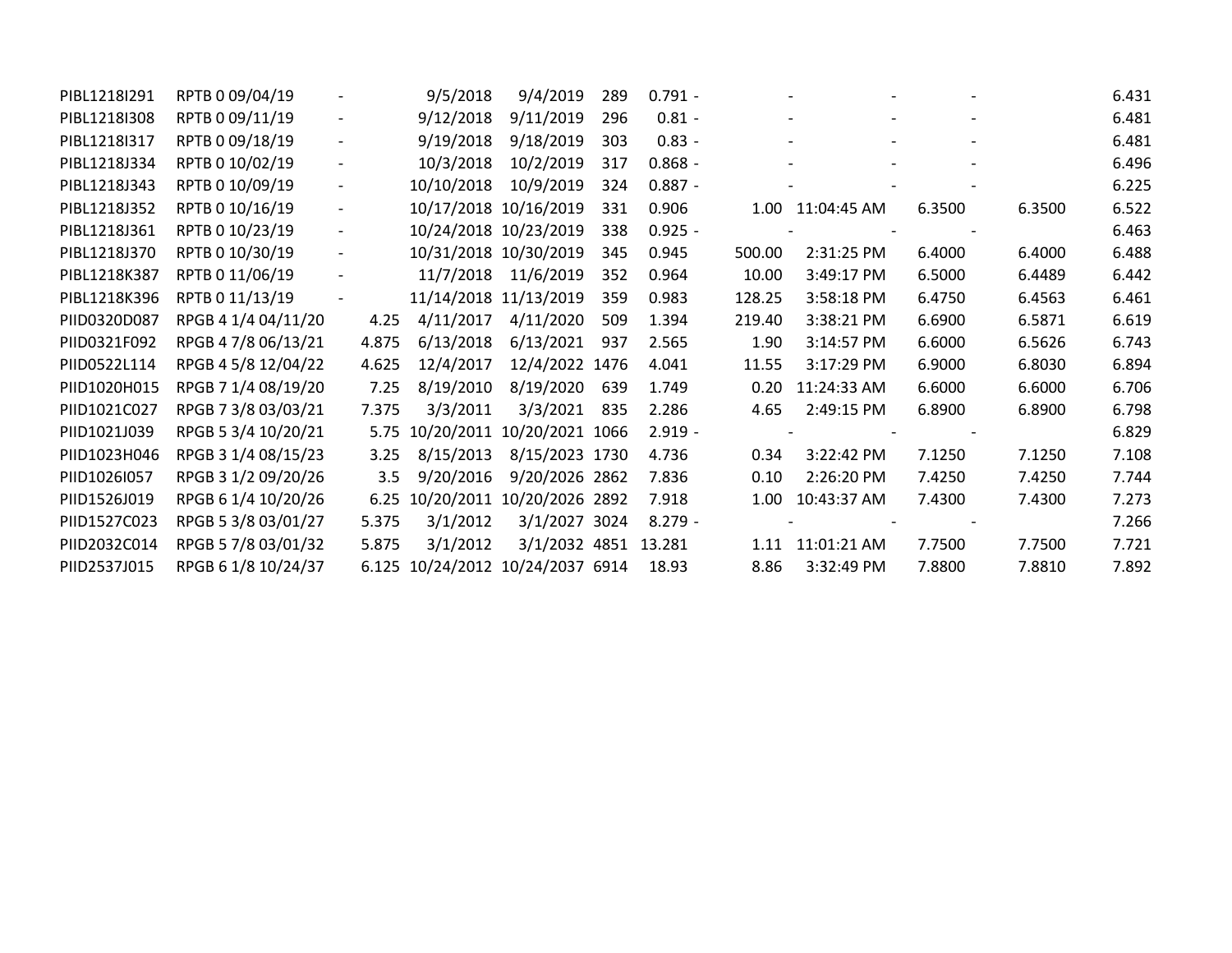| | | | | | | | | | | | |
|---|---|---|---|---|---|---|---|---|---|---|---|
| PIBL1218I291 | RPTB 0 09/04/19 | - | 9/5/2018 | 9/4/2019 | 289 | 0.791 | - | - | - | - | 6.431 |
| PIBL1218I308 | RPTB 0 09/11/19 | - | 9/12/2018 | 9/11/2019 | 296 | 0.81 | - | - | - | - | 6.481 |
| PIBL1218I317 | RPTB 0 09/18/19 | - | 9/19/2018 | 9/18/2019 | 303 | 0.83 | - | - | - | - | 6.481 |
| PIBL1218J334 | RPTB 0 10/02/19 | - | 10/3/2018 | 10/2/2019 | 317 | 0.868 | - | - | - | - | 6.496 |
| PIBL1218J343 | RPTB 0 10/09/19 | - | 10/10/2018 | 10/9/2019 | 324 | 0.887 | - | - | - | - | 6.225 |
| PIBL1218J352 | RPTB 0 10/16/19 | - | 10/17/2018 | 10/16/2019 | 331 | 0.906 | 1.00 | 11:04:45 AM | 6.3500 | 6.3500 | 6.522 |
| PIBL1218J361 | RPTB 0 10/23/19 | - | 10/24/2018 | 10/23/2019 | 338 | 0.925 | - | - | - | - | 6.463 |
| PIBL1218J370 | RPTB 0 10/30/19 | - | 10/31/2018 | 10/30/2019 | 345 | 0.945 | 500.00 | 2:31:25 PM | 6.4000 | 6.4000 | 6.488 |
| PIBL1218K387 | RPTB 0 11/06/19 | - | 11/7/2018 | 11/6/2019 | 352 | 0.964 | 10.00 | 3:49:17 PM | 6.5000 | 6.4489 | 6.442 |
| PIBL1218K396 | RPTB 0 11/13/19 | - | 11/14/2018 | 11/13/2019 | 359 | 0.983 | 128.25 | 3:58:18 PM | 6.4750 | 6.4563 | 6.461 |
| PIID0320D087 | RPGB 4 1/4 04/11/20 | 4.25 | 4/11/2017 | 4/11/2020 | 509 | 1.394 | 219.40 | 3:38:21 PM | 6.6900 | 6.5871 | 6.619 |
| PIID0321F092 | RPGB 4 7/8 06/13/21 | 4.875 | 6/13/2018 | 6/13/2021 | 937 | 2.565 | 1.90 | 3:14:57 PM | 6.6000 | 6.5626 | 6.743 |
| PIID0522L114 | RPGB 4 5/8 12/04/22 | 4.625 | 12/4/2017 | 12/4/2022 | 1476 | 4.041 | 11.55 | 3:17:29 PM | 6.9000 | 6.8030 | 6.894 |
| PIID1020H015 | RPGB 7 1/4 08/19/20 | 7.25 | 8/19/2010 | 8/19/2020 | 639 | 1.749 | 0.20 | 11:24:33 AM | 6.6000 | 6.6000 | 6.706 |
| PIID1021C027 | RPGB 7 3/8 03/03/21 | 7.375 | 3/3/2011 | 3/3/2021 | 835 | 2.286 | 4.65 | 2:49:15 PM | 6.8900 | 6.8900 | 6.798 |
| PIID1021J039 | RPGB 5 3/4 10/20/21 | 5.75 | 10/20/2011 | 10/20/2021 | 1066 | 2.919 | - | - | - | - | 6.829 |
| PIID1023H046 | RPGB 3 1/4 08/15/23 | 3.25 | 8/15/2013 | 8/15/2023 | 1730 | 4.736 | 0.34 | 3:22:42 PM | 7.1250 | 7.1250 | 7.108 |
| PIID1026I057 | RPGB 3 1/2 09/20/26 | 3.5 | 9/20/2016 | 9/20/2026 | 2862 | 7.836 | 0.10 | 2:26:20 PM | 7.4250 | 7.4250 | 7.744 |
| PIID1526J019 | RPGB 6 1/4 10/20/26 | 6.25 | 10/20/2011 | 10/20/2026 | 2892 | 7.918 | 1.00 | 10:43:37 AM | 7.4300 | 7.4300 | 7.273 |
| PIID1527C023 | RPGB 5 3/8 03/01/27 | 5.375 | 3/1/2012 | 3/1/2027 | 3024 | 8.279 | - | - | - | - | 7.266 |
| PIID2032C014 | RPGB 5 7/8 03/01/32 | 5.875 | 3/1/2012 | 3/1/2032 | 4851 | 13.281 | 1.11 | 11:01:21 AM | 7.7500 | 7.7500 | 7.721 |
| PIID2537J015 | RPGB 6 1/8 10/24/37 | 6.125 | 10/24/2012 | 10/24/2037 | 6914 | 18.93 | 8.86 | 3:32:49 PM | 7.8800 | 7.8810 | 7.892 |